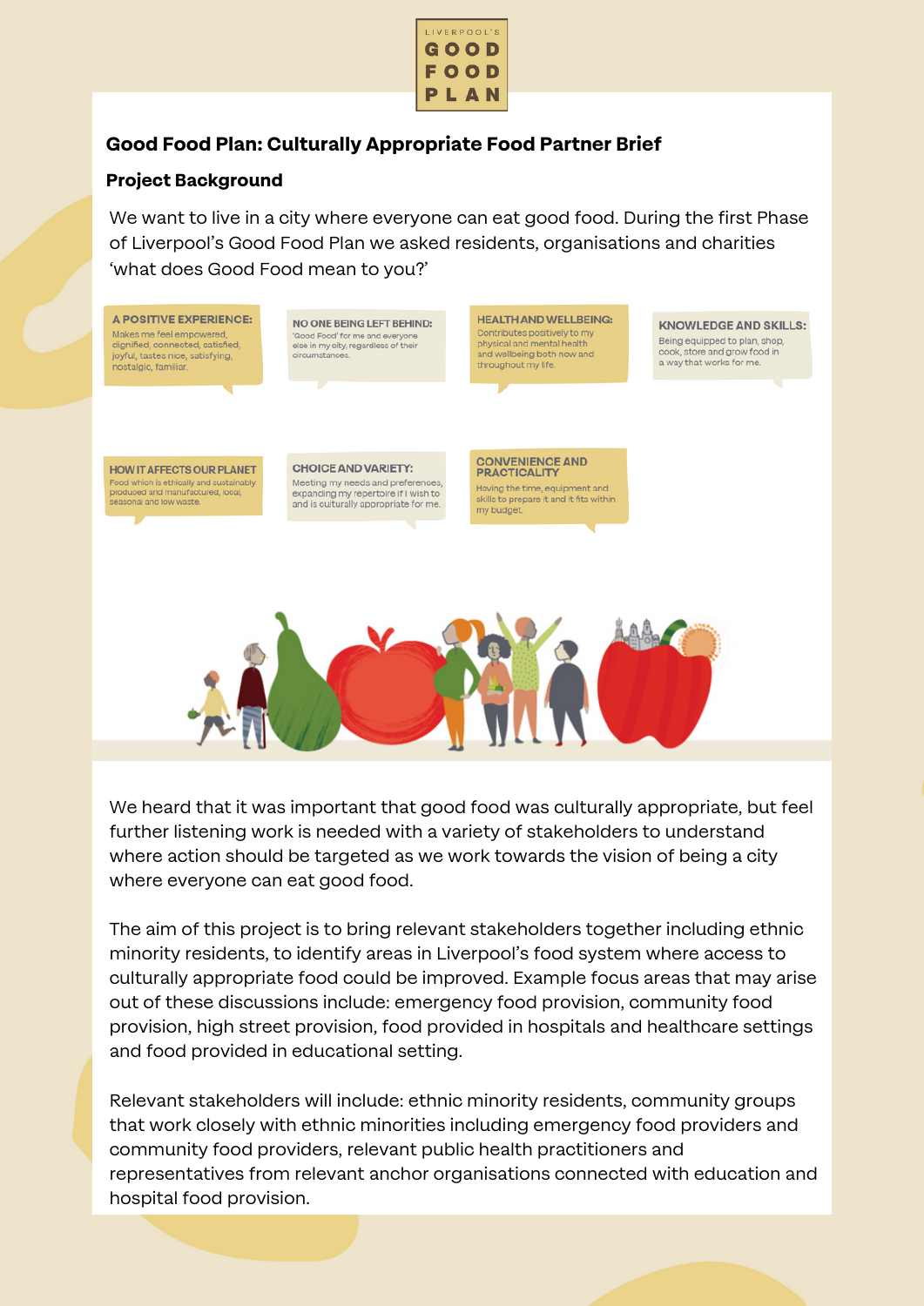LIVERPOOL'S GOOD FOOD PLAN

## Good Food Plan: Culturally Appropriate Food Partner Brief

### Project Background

We want to live in a city where everyone can eat good food. During the first Phase of Liverpool's Good Food Plan we asked residents, organisations and charities 'what does Good Food mean to you?'

**A POSITIVE EXPERIENCE:** Makes me feel empowered, dignified, connected, satisfied, joyful, tastes nice, satisfying, nostalgic, familiar.

**NO ONE BEING LEFT BEHIND:** 'Good Food' for me and everyone else in my city, regardless of their circumstances.

**HEALTH AND WELLBEING:** Contributes positively to my physical and mental health and wellbeing both now and throughout my life.

**KNOWLEDGE AND SKILLS:** Being equipped to plan, shop, cook, store and grow food in a way that works for me.

**HOW IT AFFECTS OUR PLANET** Food which is ethically and sustainably produced and manufactured, local, seasonal and low waste.

**CHOICE AND VARIETY:** Meeting my needs and preferences, expanding my repertoire if I wish to and is culturally appropriate for me.

**CONVENIENCE AND PRACTICALITY** Having the time, equipment and skills to prepare it and it fits within my budget.

We heard that it was important that good food was culturally appropriate, but feel further listening work is needed with a variety of stakeholders to understand where action should be targeted as we work towards the vision of being a city where everyone can eat good food.

The aim of this project is to bring relevant stakeholders together including ethnic minority residents, to identify areas in Liverpool's food system where access to culturally appropriate food could be improved. Example focus areas that may arise out of these discussions include: emergency food provision, community food provision, high street provision, food provided in hospitals and healthcare settings and food provided in educational setting.

Relevant stakeholders will include: ethnic minority residents, community groups that work closely with ethnic minorities including emergency food providers and community food providers, relevant public health practitioners and representatives from relevant anchor organisations connected with education and hospital food provision.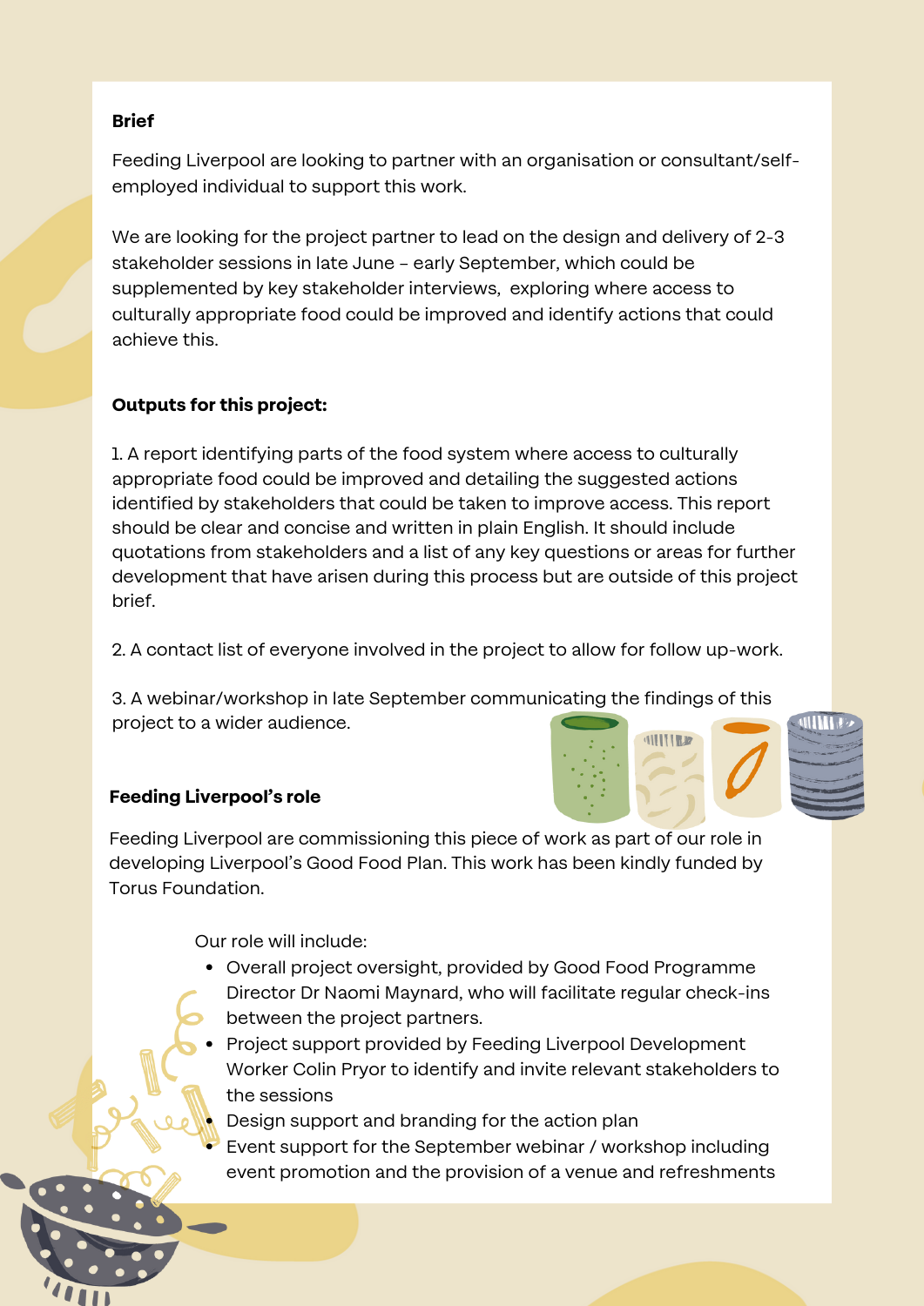**Brief**

Feeding Liverpool are looking to partner with an organisation or consultant/self-employed individual to support this work.

We are looking for the project partner to lead on the design and delivery of 2-3 stakeholder sessions in late June – early September, which could be supplemented by key stakeholder interviews, exploring where access to culturally appropriate food could be improved and identify actions that could achieve this.

**Outputs for this project:**

1. A report identifying parts of the food system where access to culturally appropriate food could be improved and detailing the suggested actions identified by stakeholders that could be taken to improve access. This report should be clear and concise and written in plain English. It should include quotations from stakeholders and a list of any key questions or areas for further development that have arisen during this process but are outside of this project brief.

2. A contact list of everyone involved in the project to allow for follow up-work.

3. A webinar/workshop in late September communicating the findings of this project to a wider audience.

**Feeding Liverpool's role**

Feeding Liverpool are commissioning this piece of work as part of our role in developing Liverpool's Good Food Plan. This work has been kindly funded by Torus Foundation.

Our role will include:

- Overall project oversight, provided by Good Food Programme Director Dr Naomi Maynard, who will facilitate regular check-ins between the project partners.
- Project support provided by Feeding Liverpool Development Worker Colin Pryor to identify and invite relevant stakeholders to the sessions
- Design support and branding for the action plan
- Event support for the September webinar / workshop including event promotion and the provision of a venue and refreshments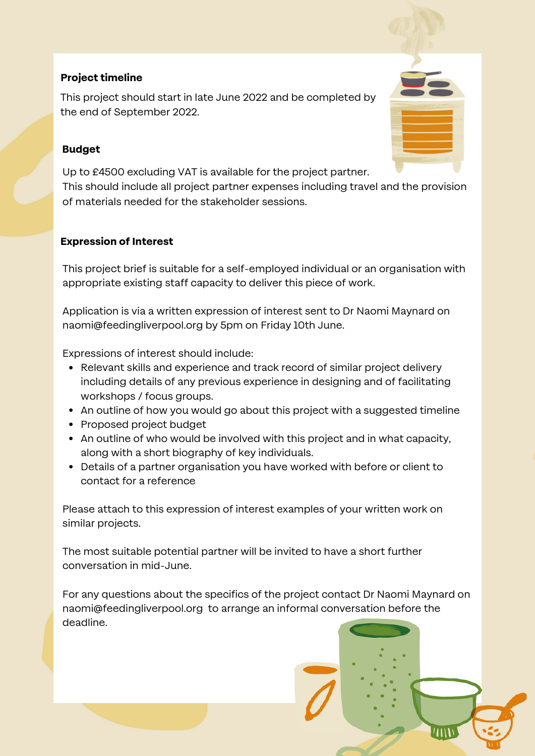### Project timeline

This project should start in late June 2022 and be completed by the end of September 2022.

### Budget

Up to £4500 excluding VAT is available for the project partner.
This should include all project partner expenses including travel and the provision of materials needed for the stakeholder sessions.

### Expression of Interest

This project brief is suitable for a self-employed individual or an organisation with appropriate existing staff capacity to deliver this piece of work.

Application is via a written expression of interest sent to Dr Naomi Maynard on naomi@feedingliverpool.org by 5pm on Friday 10th June.

Expressions of interest should include:

- Relevant skills and experience and track record of similar project delivery including details of any previous experience in designing and of facilitating workshops / focus groups.
- An outline of how you would go about this project with a suggested timeline
- Proposed project budget
- An outline of who would be involved with this project and in what capacity, along with a short biography of key individuals.
- Details of a partner organisation you have worked with before or client to contact for a reference

Please attach to this expression of interest examples of your written work on similar projects.

The most suitable potential partner will be invited to have a short further conversation in mid-June.

For any questions about the specifics of the project contact Dr Naomi Maynard on naomi@feedingliverpool.org to arrange an informal conversation before the deadline.